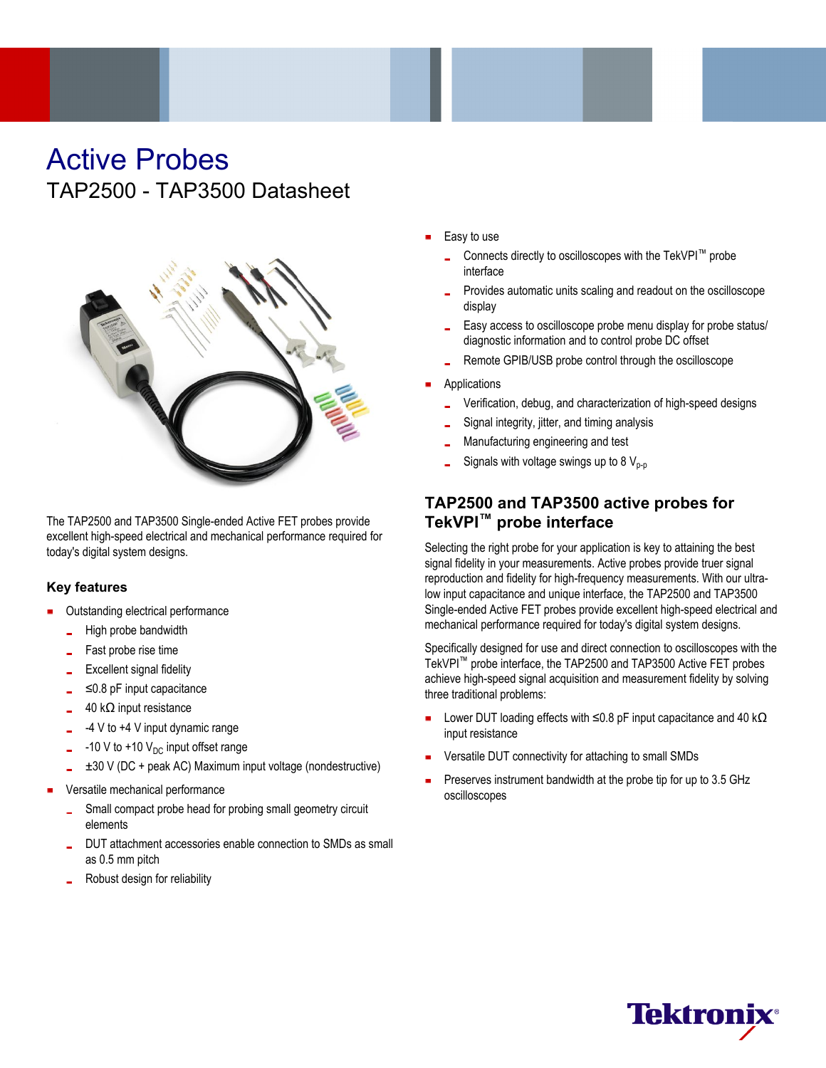# Active Probes

## TAP2500 - TAP3500 Datasheet

The TAP2500 and TAP3500 Single-ended Active FET probes provide excellent high-speed electrical and mechanical performance required for today's digital system designs.

### Key features

- Outstanding electrical performance
  - High probe bandwidth
  - Fast probe rise time
  - Excellent signal fidelity
  - ≤0.8 pF input capacitance
  - 40 kΩ input resistance
  - -4 V to +4 V input dynamic range
  - -10 V to +10 $V_{DC}$ input offset range
  - ±30 V (DC + peak AC) Maximum input voltage (nondestructive)
- Versatile mechanical performance
  - Small compact probe head for probing small geometry circuit elements
  - DUT attachment accessories enable connection to SMDs as small as 0.5 mm pitch
  - Robust design for reliability
- Easy to use
  - Connects directly to oscilloscopes with the TekVPI™ probe interface
  - Provides automatic units scaling and readout on the oscilloscope display
  - Easy access to oscilloscope probe menu display for probe status/ diagnostic information and to control probe DC offset
  - Remote GPIB/USB probe control through the oscilloscope
- Applications
  - Verification, debug, and characterization of high-speed designs
  - Signal integrity, jitter, and timing analysis
  - Manufacturing engineering and test
  - Signals with voltage swings up to 8 $V_{p-p}$

### TAP2500 and TAP3500 active probes for TekVPI™ probe interface

Selecting the right probe for your application is key to attaining the best signal fidelity in your measurements. Active probes provide truer signal reproduction and fidelity for high-frequency measurements. With our ultra-low input capacitance and unique interface, the TAP2500 and TAP3500 Single-ended Active FET probes provide excellent high-speed electrical and mechanical performance required for today's digital system designs.

Specifically designed for use and direct connection to oscilloscopes with the TekVPI™ probe interface, the TAP2500 and TAP3500 Active FET probes achieve high-speed signal acquisition and measurement fidelity by solving three traditional problems:

- Lower DUT loading effects with ≤0.8 pF input capacitance and 40 kΩ input resistance
- Versatile DUT connectivity for attaching to small SMDs
- Preserves instrument bandwidth at the probe tip for up to 3.5 GHz oscilloscopes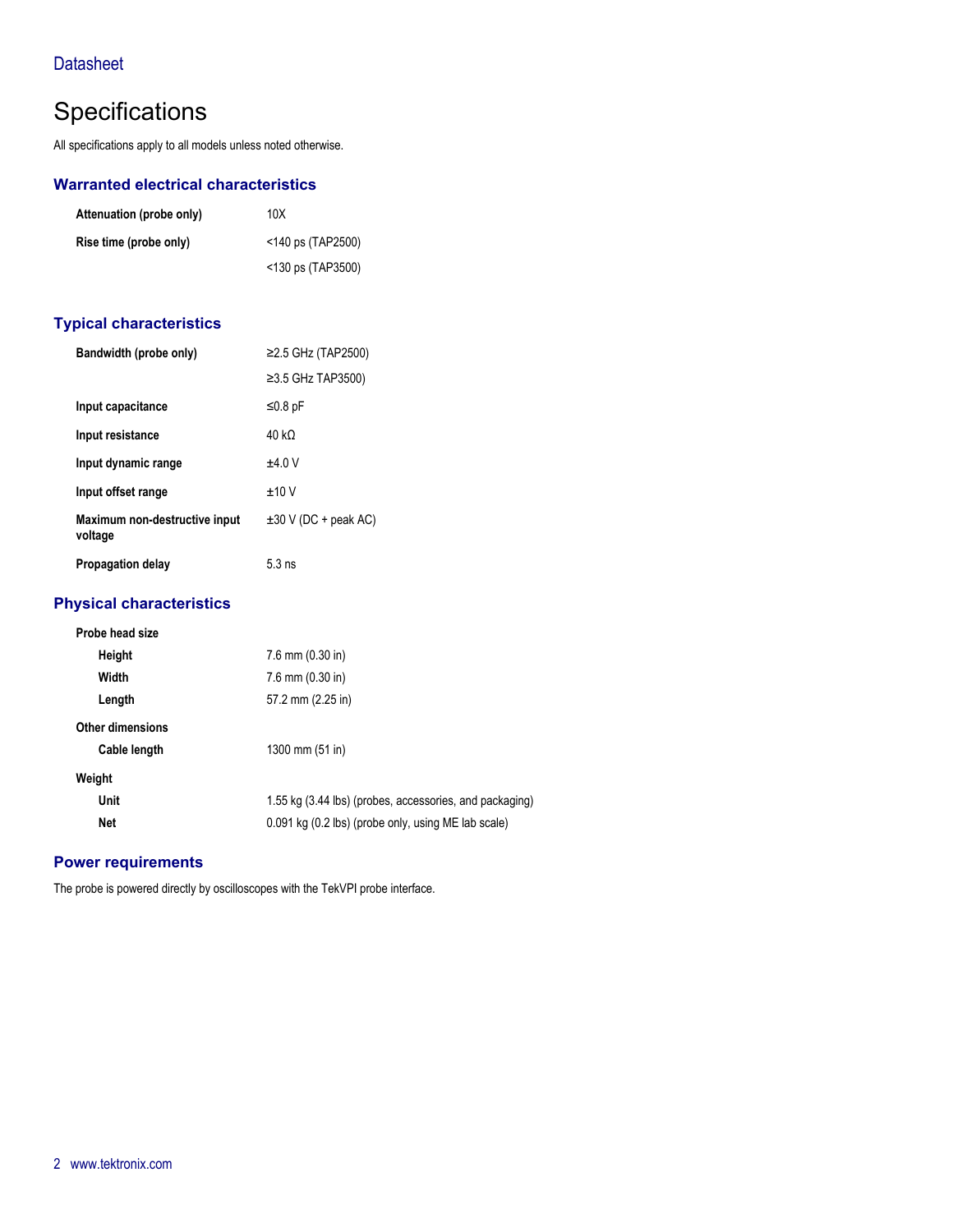# Specifications

All specifications apply to all models unless noted otherwise.

## Warranted electrical characteristics

| | |
|---|---|
| **Attenuation (probe only)** | 10X |
| **Rise time (probe only)** | <140 ps (TAP2500) |
| | <130 ps (TAP3500) |

## Typical characteristics

| | |
|---|---|
| **Bandwidth (probe only)** | ≥2.5 GHz (TAP2500) |
| | ≥3.5 GHz TAP3500) |
| **Input capacitance** | ≤0.8 pF |
| **Input resistance** | 40 kΩ |
| **Input dynamic range** | ±4.0 V |
| **Input offset range** | ±10 V |
| **Maximum non-destructive input voltage** | ±30 V (DC + peak AC) |
| **Propagation delay** | 5.3 ns |

## Physical characteristics

| | |
|---|---|
| **Probe head size** | |
| **Height** | 7.6 mm (0.30 in) |
| **Width** | 7.6 mm (0.30 in) |
| **Length** | 57.2 mm (2.25 in) |
| **Other dimensions** | |
| **Cable length** | 1300 mm (51 in) |
| **Weight** | |
| **Unit** | 1.55 kg (3.44 lbs) (probes, accessories, and packaging) |
| **Net** | 0.091 kg (0.2 lbs) (probe only, using ME lab scale) |

## Power requirements

The probe is powered directly by oscilloscopes with the TekVPI probe interface.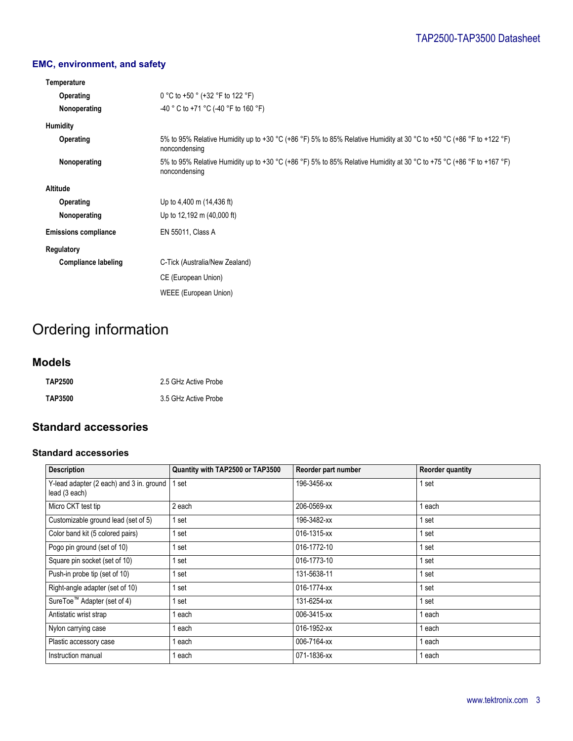### EMC, environment, and safety

**Temperature**

| | |
|---|---|
| **Operating** | 0 °C to +50 ° (+32 °F to 122 °F) |
| **Nonoperating** | -40 ° C to +71 °C (-40 °F to 160 °F) |

**Humidity**

| | |
|---|---|
| **Operating** | 5% to 95% Relative Humidity up to +30 °C (+86 °F) 5% to 85% Relative Humidity at 30 °C to +50 °C (+86 °F to +122 °F) noncondensing |
| **Nonoperating** | 5% to 95% Relative Humidity up to +30 °C (+86 °F) 5% to 85% Relative Humidity at 30 °C to +75 °C (+86 °F to +167 °F) noncondensing |

**Altitude**

| | |
|---|---|
| **Operating** | Up to 4,400 m (14,436 ft) |
| **Nonoperating** | Up to 12,192 m (40,000 ft) |

**Emissions compliance** EN 55011, Class A

**Regulatory**

| | |
|---|---|
| **Compliance labeling** | C-Tick (Australia/New Zealand) |
| | CE (European Union) |
| | WEEE (European Union) |

# Ordering information

## Models

| | |
|---|---|
| **TAP2500** | 2.5 GHz Active Probe |
| **TAP3500** | 3.5 GHz Active Probe |

## Standard accessories

### Standard accessories

| Description | Quantity with TAP2500 or TAP3500 | Reorder part number | Reorder quantity |
|---|---|---|---|
| Y-lead adapter (2 each) and 3 in. ground lead (3 each) | 1 set | 196-3456-xx | 1 set |
| Micro CKT test tip | 2 each | 206-0569-xx | 1 each |
| Customizable ground lead (set of 5) | 1 set | 196-3482-xx | 1 set |
| Color band kit (5 colored pairs) | 1 set | 016-1315-xx | 1 set |
| Pogo pin ground (set of 10) | 1 set | 016-1772-10 | 1 set |
| Square pin socket (set of 10) | 1 set | 016-1773-10 | 1 set |
| Push-in probe tip (set of 10) | 1 set | 131-5638-11 | 1 set |
| Right-angle adapter (set of 10) | 1 set | 016-1774-xx | 1 set |
| SureToe™ Adapter (set of 4) | 1 set | 131-6254-xx | 1 set |
| Antistatic wrist strap | 1 each | 006-3415-xx | 1 each |
| Nylon carrying case | 1 each | 016-1952-xx | 1 each |
| Plastic accessory case | 1 each | 006-7164-xx | 1 each |
| Instruction manual | 1 each | 071-1836-xx | 1 each |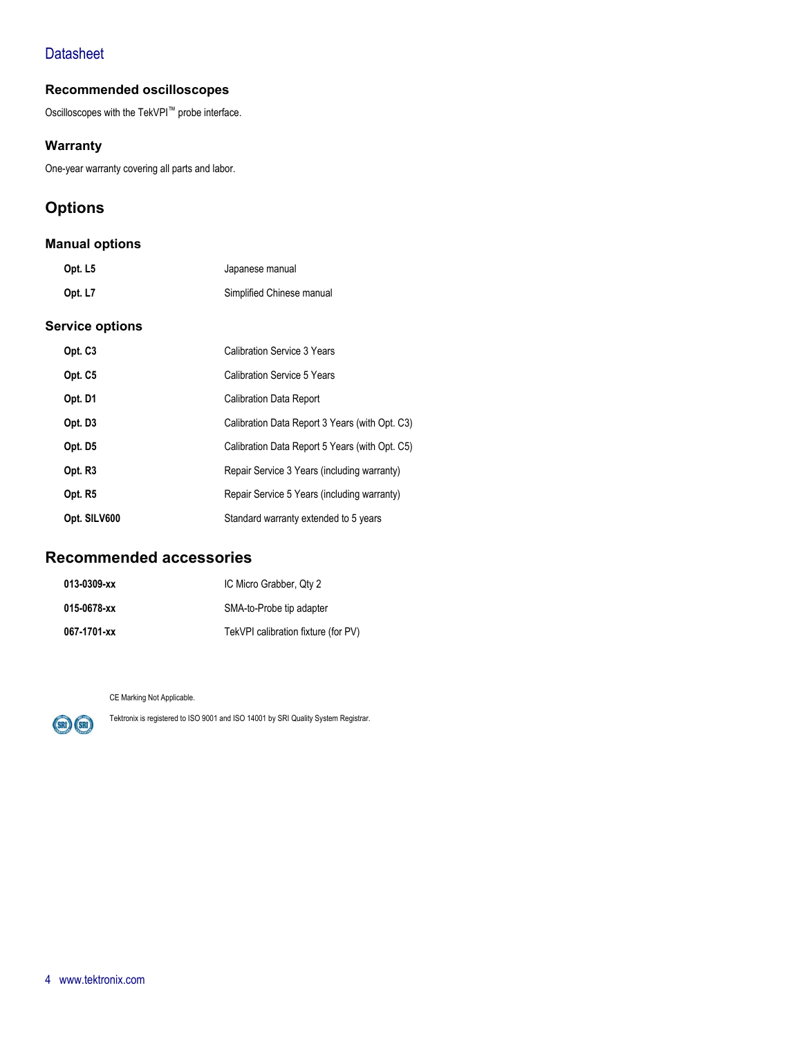### Recommended oscilloscopes

Oscilloscopes with the TekVPI™ probe interface.

### Warranty

One-year warranty covering all parts and labor.

## Options

### Manual options

| | |
|---|---|
| **Opt. L5** | Japanese manual |
| **Opt. L7** | Simplified Chinese manual |

### Service options

| | |
|---|---|
| **Opt. C3** | Calibration Service 3 Years |
| **Opt. C5** | Calibration Service 5 Years |
| **Opt. D1** | Calibration Data Report |
| **Opt. D3** | Calibration Data Report 3 Years (with Opt. C3) |
| **Opt. D5** | Calibration Data Report 5 Years (with Opt. C5) |
| **Opt. R3** | Repair Service 3 Years (including warranty) |
| **Opt. R5** | Repair Service 5 Years (including warranty) |
| **Opt. SILV600** | Standard warranty extended to 5 years |

## Recommended accessories

| | |
|---|---|
| **013-0309-xx** | IC Micro Grabber, Qty 2 |
| **015-0678-xx** | SMA-to-Probe tip adapter |
| **067-1701-xx** | TekVPI calibration fixture (for PV) |

CE Marking Not Applicable.

Tektronix is registered to ISO 9001 and ISO 14001 by SRI Quality System Registrar.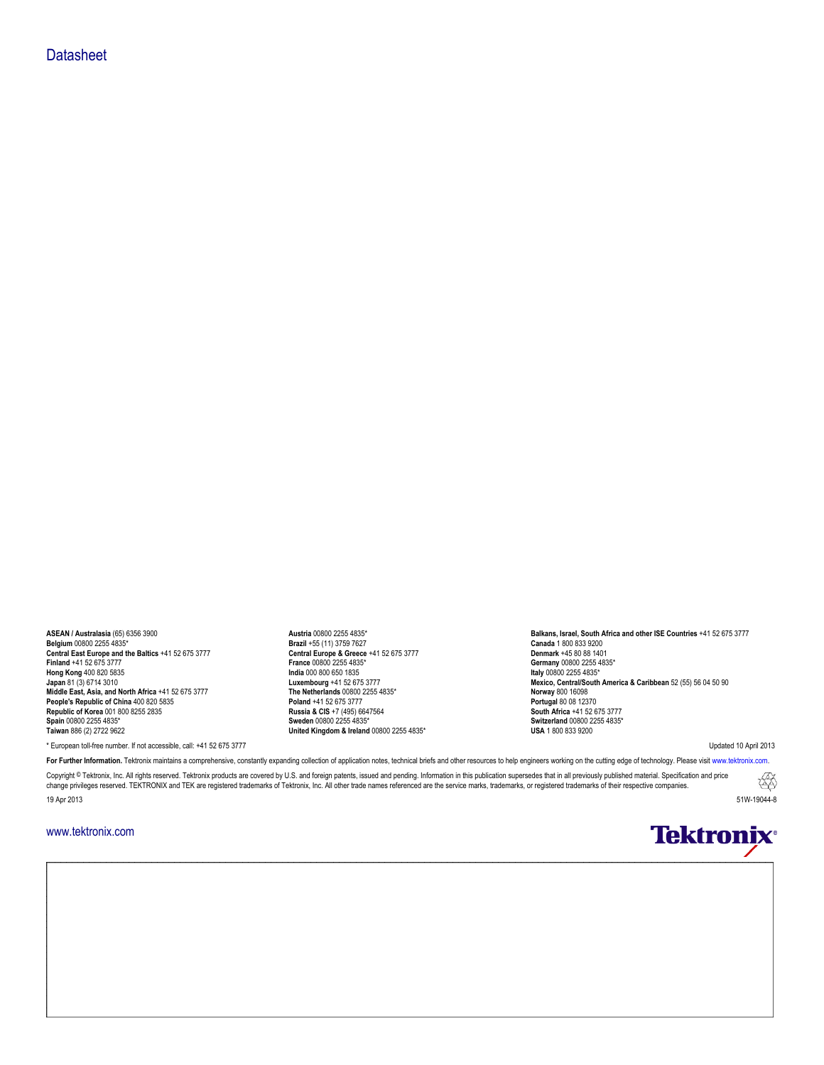**ASEAN / Australasia** (65) 6356 3900
**Belgium** 00800 2255 4835*
**Central East Europe and the Baltics** +41 52 675 3777
**Finland** +41 52 675 3777
**Hong Kong** 400 820 5835
**Japan** 81 (3) 6714 3010
**Middle East, Asia, and North Africa** +41 52 675 3777
**People's Republic of China** 400 820 5835
**Republic of Korea** 001 800 8255 2835
**Spain** 00800 2255 4835*
**Taiwan** 886 (2) 2722 9622

**Austria** 00800 2255 4835*
**Brazil** +55 (11) 3759 7627
**Central Europe & Greece** +41 52 675 3777
**France** 00800 2255 4835*
**India** 000 800 650 1835
**Luxembourg** +41 52 675 3777
**The Netherlands** 00800 2255 4835*
**Poland** +41 52 675 3777
**Russia & CIS** +7 (495) 6647564
**Sweden** 00800 2255 4835*
**United Kingdom & Ireland** 00800 2255 4835*

**Balkans, Israel, South Africa and other ISE Countries** +41 52 675 3777
**Canada** 1 800 833 9200
**Denmark** +45 80 88 1401
**Germany** 00800 2255 4835*
**Italy** 00800 2255 4835*
**Mexico, Central/South America & Caribbean** 52 (55) 56 04 50 90
**Norway** 800 16098
**Portugal** 80 08 12370
**South Africa** +41 52 675 3777
**Switzerland** 00800 2255 4835*
**USA** 1 800 833 9200

* European toll-free number. If not accessible, call: +41 52 675 3777

Updated 10 April 2013

**For Further Information.** Tektronix maintains a comprehensive, constantly expanding collection of application notes, technical briefs and other resources to help engineers working on the cutting edge of technology. Please visit www.tektronix.com.

Copyright © Tektronix, Inc. All rights reserved. Tektronix products are covered by U.S. and foreign patents, issued and pending. Information in this publication supersedes that in all previously published material. Specification and price change privileges reserved. TEKTRONIX and TEK are registered trademarks of Tektronix, Inc. All other trade names referenced are the service marks, trademarks, or registered trademarks of their respective companies.

19 Apr 2013

51W-19044-8

www.tektronix.com

Tektronix®